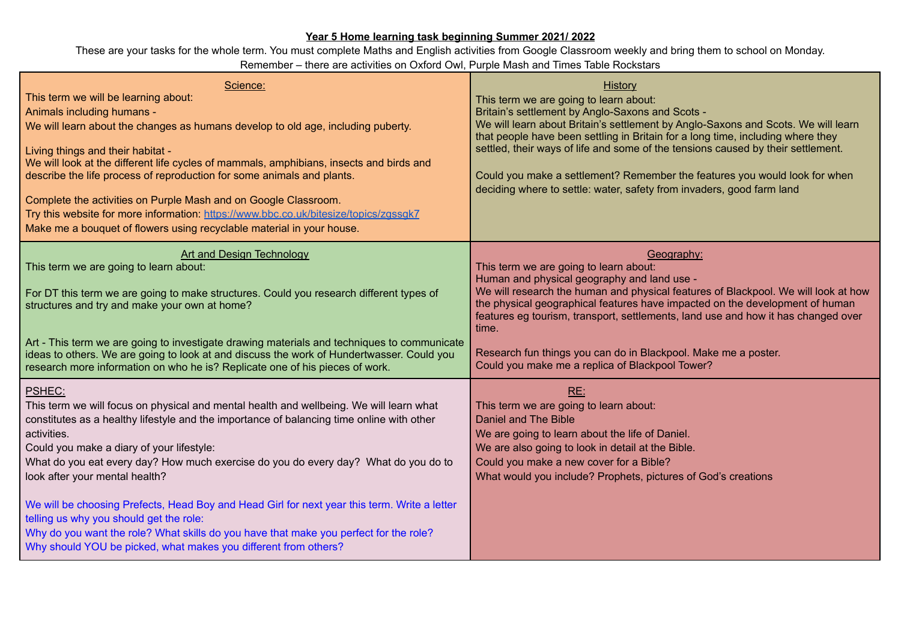# Year 5 Home learning task beginning Summer 2021/ 2022

These are your tasks for the whole term. You must complete Maths and English activities from Google Classroom weekly and bring them to school on Monday.
Remember – there are activities on Oxford Owl, Purple Mash and Times Table Rockstars

## Science:

This term we will be learning about:

Animals including humans -
We will learn about the changes as humans develop to old age, including puberty.

Living things and their habitat -
We will look at the different life cycles of mammals, amphibians, insects and birds and describe the life process of reproduction for some animals and plants.

Complete the activities on Purple Mash and on Google Classroom.
Try this website for more information: https://www.bbc.co.uk/bitesize/topics/zgssgk7
Make me a bouquet of flowers using recyclable material in your house.

## History

This term we are going to learn about:
Britain's settlement by Anglo-Saxons and Scots -
We will learn about Britain's settlement by Anglo-Saxons and Scots. We will learn that people have been settling in Britain for a long time, including where they settled, their ways of life and some of the tensions caused by their settlement.

Could you make a settlement? Remember the features you would look for when deciding where to settle: water, safety from invaders, good farm land

## Art and Design Technology

This term we are going to learn about:

For DT this term we are going to make structures. Could you research different types of structures and try and make your own at home?

Art - This term we are going to investigate drawing materials and techniques to communicate ideas to others. We are going to look at and discuss the work of Hundertwasser. Could you research more information on who he is? Replicate one of his pieces of work.

## Geography:

This term we are going to learn about:
Human and physical geography and land use -
We will research the human and physical features of Blackpool. We will look at how the physical geographical features have impacted on the development of human features eg tourism, transport, settlements, land use and how it has changed over time.

Research fun things you can do in Blackpool. Make me a poster.
Could you make me a replica of Blackpool Tower?

## PSHEC:

This term we will focus on physical and mental health and wellbeing. We will learn what constitutes as a healthy lifestyle and the importance of balancing time online with other activities.
Could you make a diary of your lifestyle:
What do you eat every day? How much exercise do you do every day? What do you do to look after your mental health?

We will be choosing Prefects, Head Boy and Head Girl for next year this term. Write a letter telling us why you should get the role:
Why do you want the role? What skills do you have that make you perfect for the role?
Why should YOU be picked, what makes you different from others?

## RE:

This term we are going to learn about:
Daniel and The Bible
We are going to learn about the life of Daniel.
We are also going to look in detail at the Bible.
Could you make a new cover for a Bible?
What would you include? Prophets, pictures of God's creations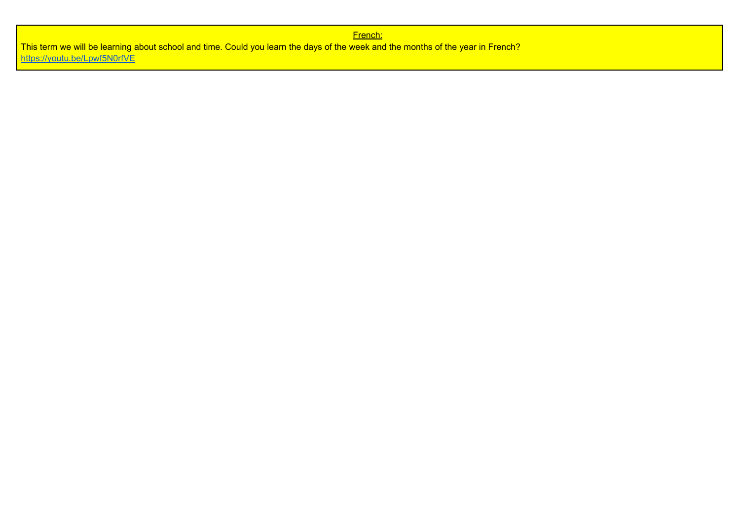<u>French:</u>

This term we will be learning about school and time. Could you learn the days of the week and the months of the year in French?

https://youtu.be/Lpwf5N0rfVE